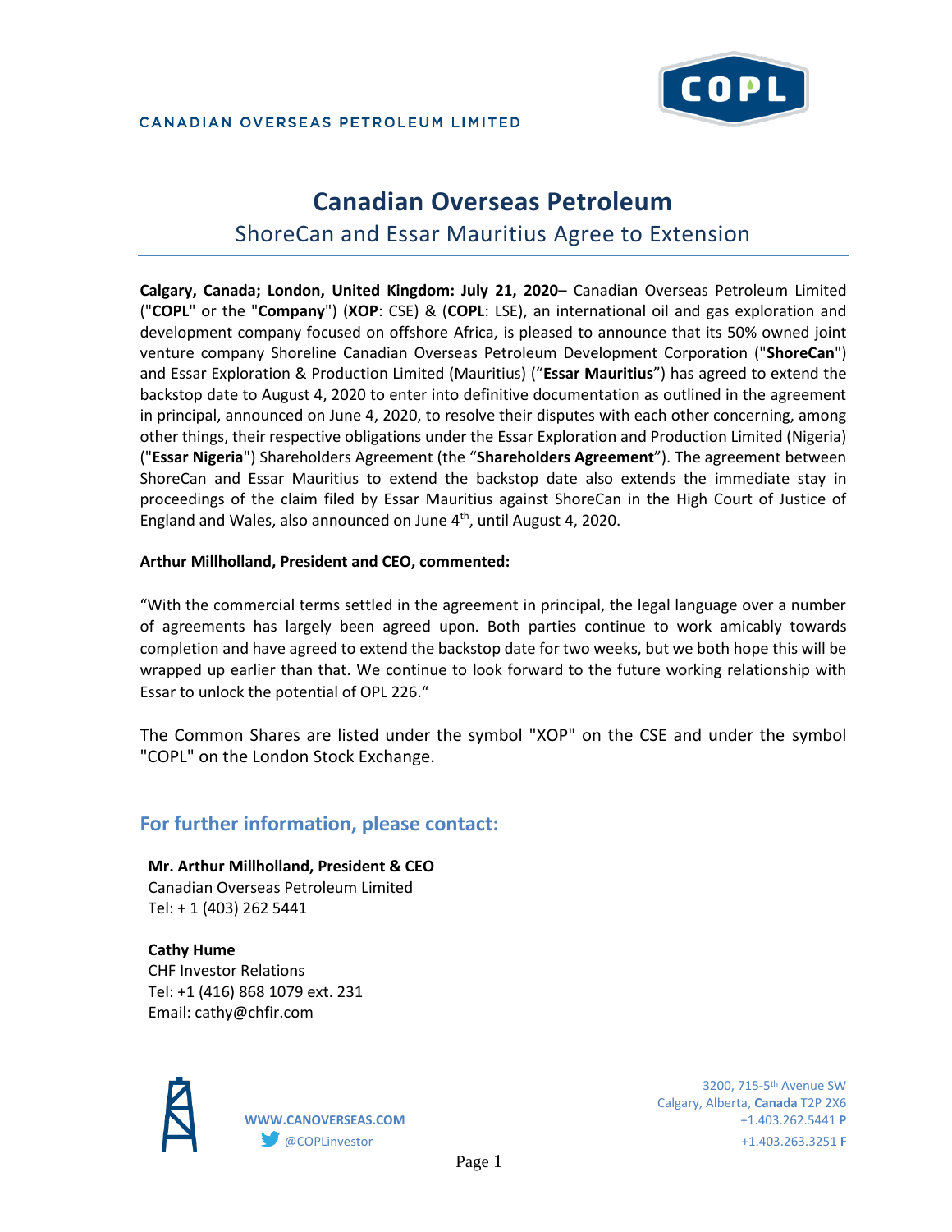CANADIAN OVERSEAS PETROLEUM LIMITED

# Canadian Overseas Petroleum

## ShoreCan and Essar Mauritius Agree to Extension

**Calgary, Canada; London, United Kingdom: July 21, 2020**– Canadian Overseas Petroleum Limited ("**COPL**" or the "**Company**") (**XOP**: CSE) & (**COPL**: LSE), an international oil and gas exploration and development company focused on offshore Africa, is pleased to announce that its 50% owned joint venture company Shoreline Canadian Overseas Petroleum Development Corporation ("**ShoreCan**") and Essar Exploration & Production Limited (Mauritius) ("**Essar Mauritius**") has agreed to extend the backstop date to August 4, 2020 to enter into definitive documentation as outlined in the agreement in principal, announced on June 4, 2020, to resolve their disputes with each other concerning, among other things, their respective obligations under the Essar Exploration and Production Limited (Nigeria) ("**Essar Nigeria**") Shareholders Agreement (the "**Shareholders Agreement**"). The agreement between ShoreCan and Essar Mauritius to extend the backstop date also extends the immediate stay in proceedings of the claim filed by Essar Mauritius against ShoreCan in the High Court of Justice of England and Wales, also announced on June 4th, until August 4, 2020.

**Arthur Millholland, President and CEO, commented:**

"With the commercial terms settled in the agreement in principal, the legal language over a number of agreements has largely been agreed upon. Both parties continue to work amicably towards completion and have agreed to extend the backstop date for two weeks, but we both hope this will be wrapped up earlier than that. We continue to look forward to the future working relationship with Essar to unlock the potential of OPL 226."

The Common Shares are listed under the symbol "XOP" on the CSE and under the symbol "COPL" on the London Stock Exchange.

### For further information, please contact:

**Mr. Arthur Millholland, President & CEO**
Canadian Overseas Petroleum Limited
Tel: + 1 (403) 262 5441

**Cathy Hume**
CHF Investor Relations
Tel: +1 (416) 868 1079 ext. 231
Email: cathy@chfir.com

WWW.CANOVERSEAS.COM
@COPLinvestor

3200, 715-5th Avenue SW
Calgary, Alberta, **Canada** T2P 2X6
+1.403.262.5441 **P**
+1.403.263.3251 **F**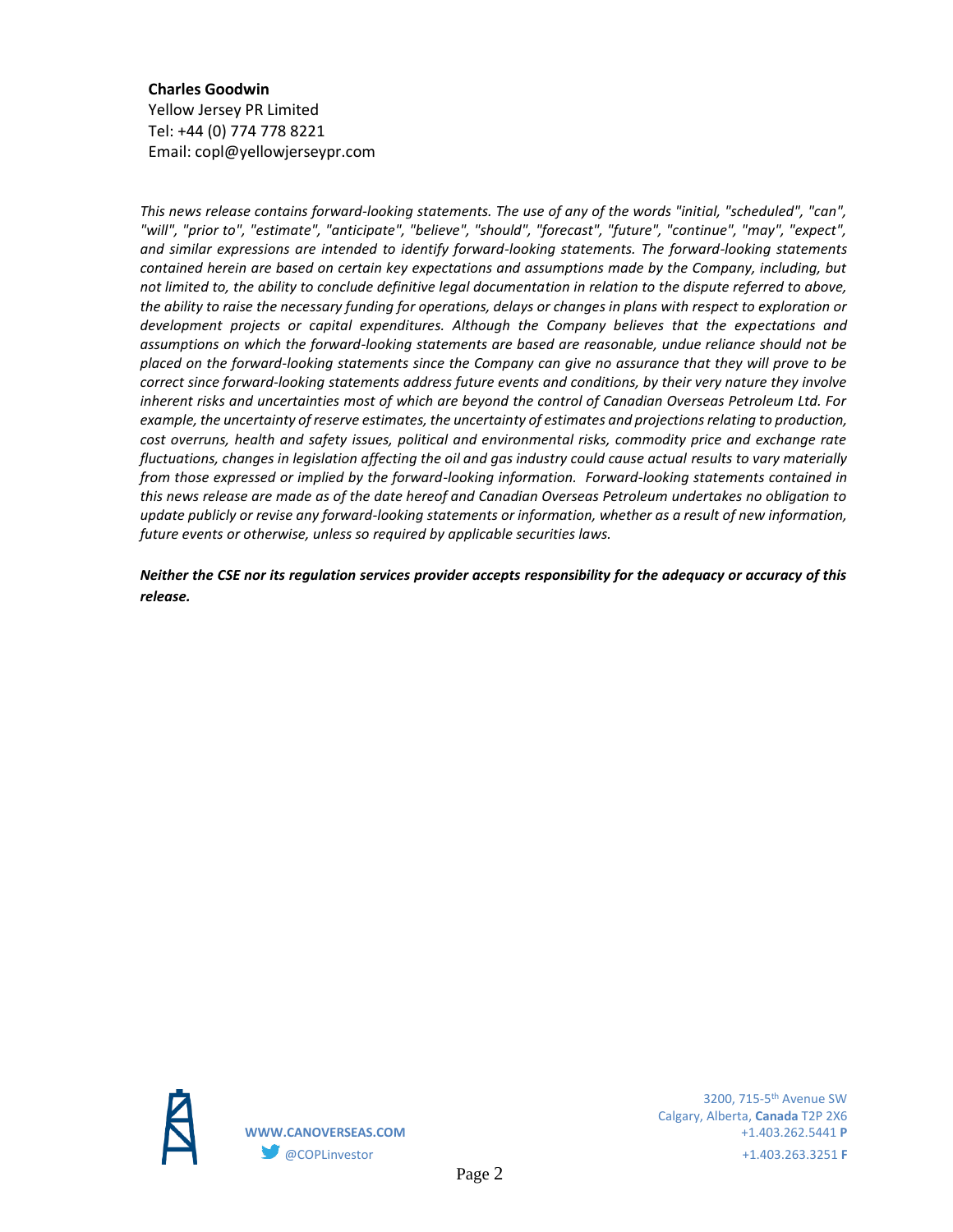**Charles Goodwin**
Yellow Jersey PR Limited
Tel: +44 (0) 774 778 8221
Email: copl@yellowjerseypr.com

*This news release contains forward-looking statements. The use of any of the words "initial, "scheduled", "can", "will", "prior to", "estimate", "anticipate", "believe", "should", "forecast", "future", "continue", "may", "expect", and similar expressions are intended to identify forward-looking statements. The forward-looking statements contained herein are based on certain key expectations and assumptions made by the Company, including, but not limited to, the ability to conclude definitive legal documentation in relation to the dispute referred to above, the ability to raise the necessary funding for operations, delays or changes in plans with respect to exploration or development projects or capital expenditures. Although the Company believes that the expectations and assumptions on which the forward-looking statements are based are reasonable, undue reliance should not be placed on the forward-looking statements since the Company can give no assurance that they will prove to be correct since forward-looking statements address future events and conditions, by their very nature they involve inherent risks and uncertainties most of which are beyond the control of Canadian Overseas Petroleum Ltd. For example, the uncertainty of reserve estimates, the uncertainty of estimates and projections relating to production, cost overruns, health and safety issues, political and environmental risks, commodity price and exchange rate fluctuations, changes in legislation affecting the oil and gas industry could cause actual results to vary materially from those expressed or implied by the forward-looking information. Forward-looking statements contained in this news release are made as of the date hereof and Canadian Overseas Petroleum undertakes no obligation to update publicly or revise any forward-looking statements or information, whether as a result of new information, future events or otherwise, unless so required by applicable securities laws.*

***Neither the CSE nor its regulation services provider accepts responsibility for the adequacy or accuracy of this release.***